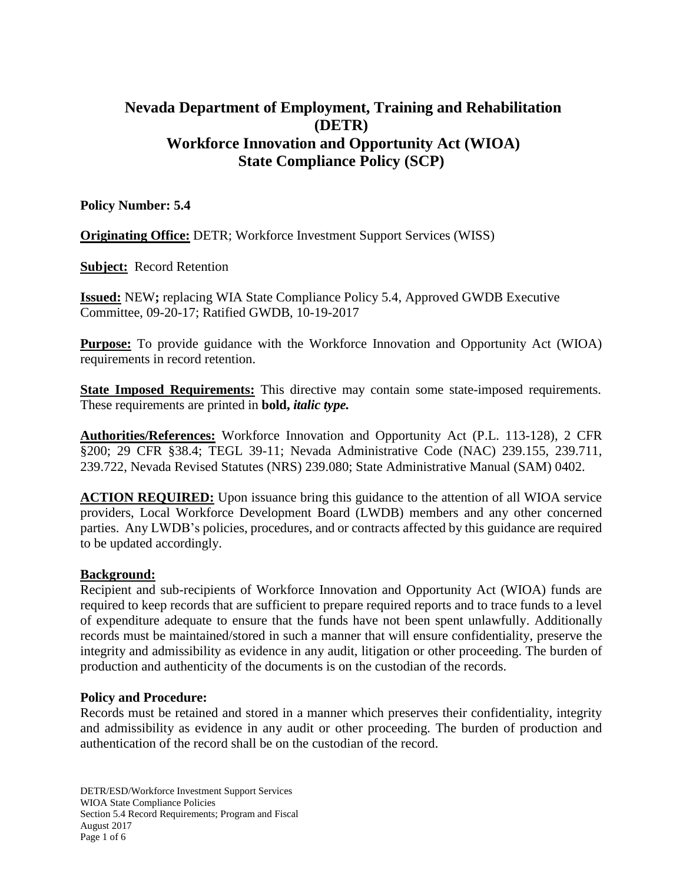# Nevada Department of Employment, Training and Rehabilitation (DETR)
# Workforce Innovation and Opportunity Act (WIOA)
# State Compliance Policy (SCP)

**Policy Number: 5.4**

**Originating Office:** DETR; Workforce Investment Support Services (WISS)

**Subject:** Record Retention

**Issued:** NEW**;** replacing WIA State Compliance Policy 5.4, Approved GWDB Executive Committee, 09-20-17; Ratified GWDB, 10-19-2017

**Purpose:** To provide guidance with the Workforce Innovation and Opportunity Act (WIOA) requirements in record retention.

**State Imposed Requirements:** This directive may contain some state-imposed requirements. These requirements are printed in **bold,** ***italic type.***

**Authorities/References:** Workforce Innovation and Opportunity Act (P.L. 113-128), 2 CFR §200; 29 CFR §38.4; TEGL 39-11; Nevada Administrative Code (NAC) 239.155, 239.711, 239.722, Nevada Revised Statutes (NRS) 239.080; State Administrative Manual (SAM) 0402.

**ACTION REQUIRED:** Upon issuance bring this guidance to the attention of all WIOA service providers, Local Workforce Development Board (LWDB) members and any other concerned parties. Any LWDB's policies, procedures, and or contracts affected by this guidance are required to be updated accordingly.

**Background:**

Recipient and sub-recipients of Workforce Innovation and Opportunity Act (WIOA) funds are required to keep records that are sufficient to prepare required reports and to trace funds to a level of expenditure adequate to ensure that the funds have not been spent unlawfully. Additionally records must be maintained/stored in such a manner that will ensure confidentiality, preserve the integrity and admissibility as evidence in any audit, litigation or other proceeding. The burden of production and authenticity of the documents is on the custodian of the records.

**Policy and Procedure:**

Records must be retained and stored in a manner which preserves their confidentiality, integrity and admissibility as evidence in any audit or other proceeding. The burden of production and authentication of the record shall be on the custodian of the record.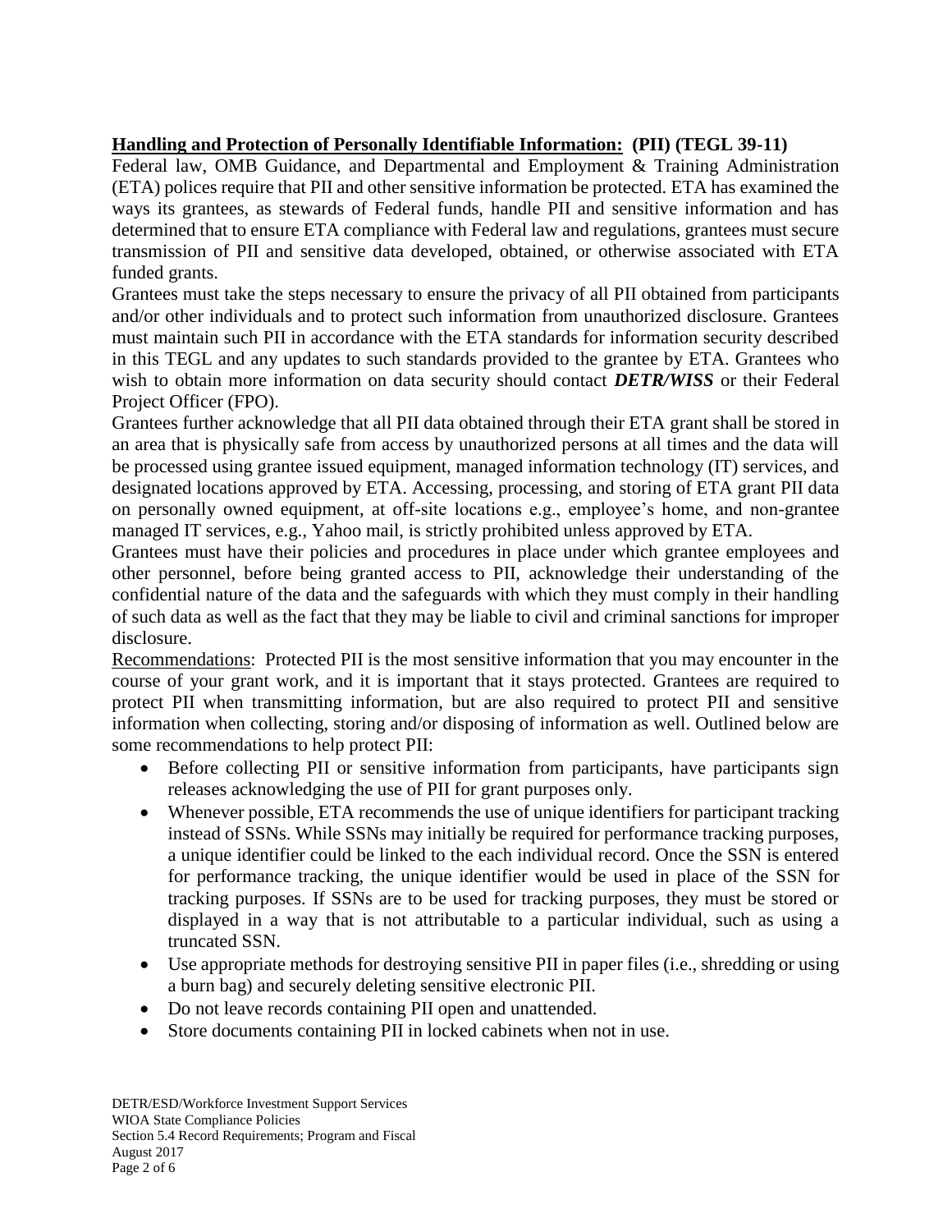**<u>Handling and Protection of Personally Identifiable Information:</u> (PII) (TEGL 39-11)**

Federal law, OMB Guidance, and Departmental and Employment & Training Administration (ETA) polices require that PII and other sensitive information be protected. ETA has examined the ways its grantees, as stewards of Federal funds, handle PII and sensitive information and has determined that to ensure ETA compliance with Federal law and regulations, grantees must secure transmission of PII and sensitive data developed, obtained, or otherwise associated with ETA funded grants.

Grantees must take the steps necessary to ensure the privacy of all PII obtained from participants and/or other individuals and to protect such information from unauthorized disclosure. Grantees must maintain such PII in accordance with the ETA standards for information security described in this TEGL and any updates to such standards provided to the grantee by ETA. Grantees who wish to obtain more information on data security should contact ***DETR/WISS*** or their Federal Project Officer (FPO).

Grantees further acknowledge that all PII data obtained through their ETA grant shall be stored in an area that is physically safe from access by unauthorized persons at all times and the data will be processed using grantee issued equipment, managed information technology (IT) services, and designated locations approved by ETA. Accessing, processing, and storing of ETA grant PII data on personally owned equipment, at off-site locations e.g., employee's home, and non-grantee managed IT services, e.g., Yahoo mail, is strictly prohibited unless approved by ETA.

Grantees must have their policies and procedures in place under which grantee employees and other personnel, before being granted access to PII, acknowledge their understanding of the confidential nature of the data and the safeguards with which they must comply in their handling of such data as well as the fact that they may be liable to civil and criminal sanctions for improper disclosure.

<u>Recommendations</u>: Protected PII is the most sensitive information that you may encounter in the course of your grant work, and it is important that it stays protected. Grantees are required to protect PII when transmitting information, but are also required to protect PII and sensitive information when collecting, storing and/or disposing of information as well. Outlined below are some recommendations to help protect PII:

- Before collecting PII or sensitive information from participants, have participants sign releases acknowledging the use of PII for grant purposes only.
- Whenever possible, ETA recommends the use of unique identifiers for participant tracking instead of SSNs. While SSNs may initially be required for performance tracking purposes, a unique identifier could be linked to the each individual record. Once the SSN is entered for performance tracking, the unique identifier would be used in place of the SSN for tracking purposes. If SSNs are to be used for tracking purposes, they must be stored or displayed in a way that is not attributable to a particular individual, such as using a truncated SSN.
- Use appropriate methods for destroying sensitive PII in paper files (i.e., shredding or using a burn bag) and securely deleting sensitive electronic PII.
- Do not leave records containing PII open and unattended.
- Store documents containing PII in locked cabinets when not in use.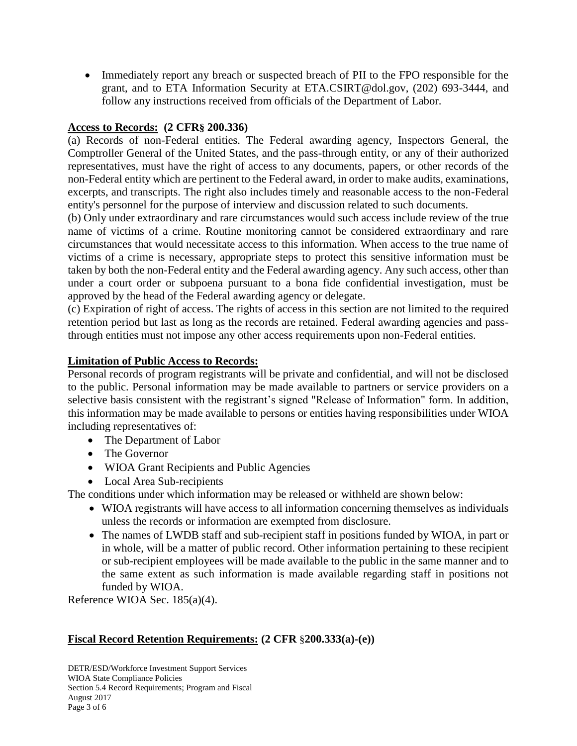- Immediately report any breach or suspected breach of PII to the FPO responsible for the grant, and to ETA Information Security at ETA.CSIRT@dol.gov, (202) 693-3444, and follow any instructions received from officials of the Department of Labor.

**Access to Records: (2 CFR§ 200.336)**

(a) Records of non-Federal entities. The Federal awarding agency, Inspectors General, the Comptroller General of the United States, and the pass-through entity, or any of their authorized representatives, must have the right of access to any documents, papers, or other records of the non-Federal entity which are pertinent to the Federal award, in order to make audits, examinations, excerpts, and transcripts. The right also includes timely and reasonable access to the non-Federal entity's personnel for the purpose of interview and discussion related to such documents.

(b) Only under extraordinary and rare circumstances would such access include review of the true name of victims of a crime. Routine monitoring cannot be considered extraordinary and rare circumstances that would necessitate access to this information. When access to the true name of victims of a crime is necessary, appropriate steps to protect this sensitive information must be taken by both the non-Federal entity and the Federal awarding agency. Any such access, other than under a court order or subpoena pursuant to a bona fide confidential investigation, must be approved by the head of the Federal awarding agency or delegate.

(c) Expiration of right of access. The rights of access in this section are not limited to the required retention period but last as long as the records are retained. Federal awarding agencies and pass-through entities must not impose any other access requirements upon non-Federal entities.

**Limitation of Public Access to Records:**

Personal records of program registrants will be private and confidential, and will not be disclosed to the public. Personal information may be made available to partners or service providers on a selective basis consistent with the registrant's signed "Release of Information" form. In addition, this information may be made available to persons or entities having responsibilities under WIOA including representatives of:

- The Department of Labor
- The Governor
- WIOA Grant Recipients and Public Agencies
- Local Area Sub-recipients

The conditions under which information may be released or withheld are shown below:

- WIOA registrants will have access to all information concerning themselves as individuals unless the records or information are exempted from disclosure.
- The names of LWDB staff and sub-recipient staff in positions funded by WIOA, in part or in whole, will be a matter of public record. Other information pertaining to these recipient or sub-recipient employees will be made available to the public in the same manner and to the same extent as such information is made available regarding staff in positions not funded by WIOA.

Reference WIOA Sec. 185(a)(4).

**Fiscal Record Retention Requirements: (2 CFR §200.333(a)-(e))**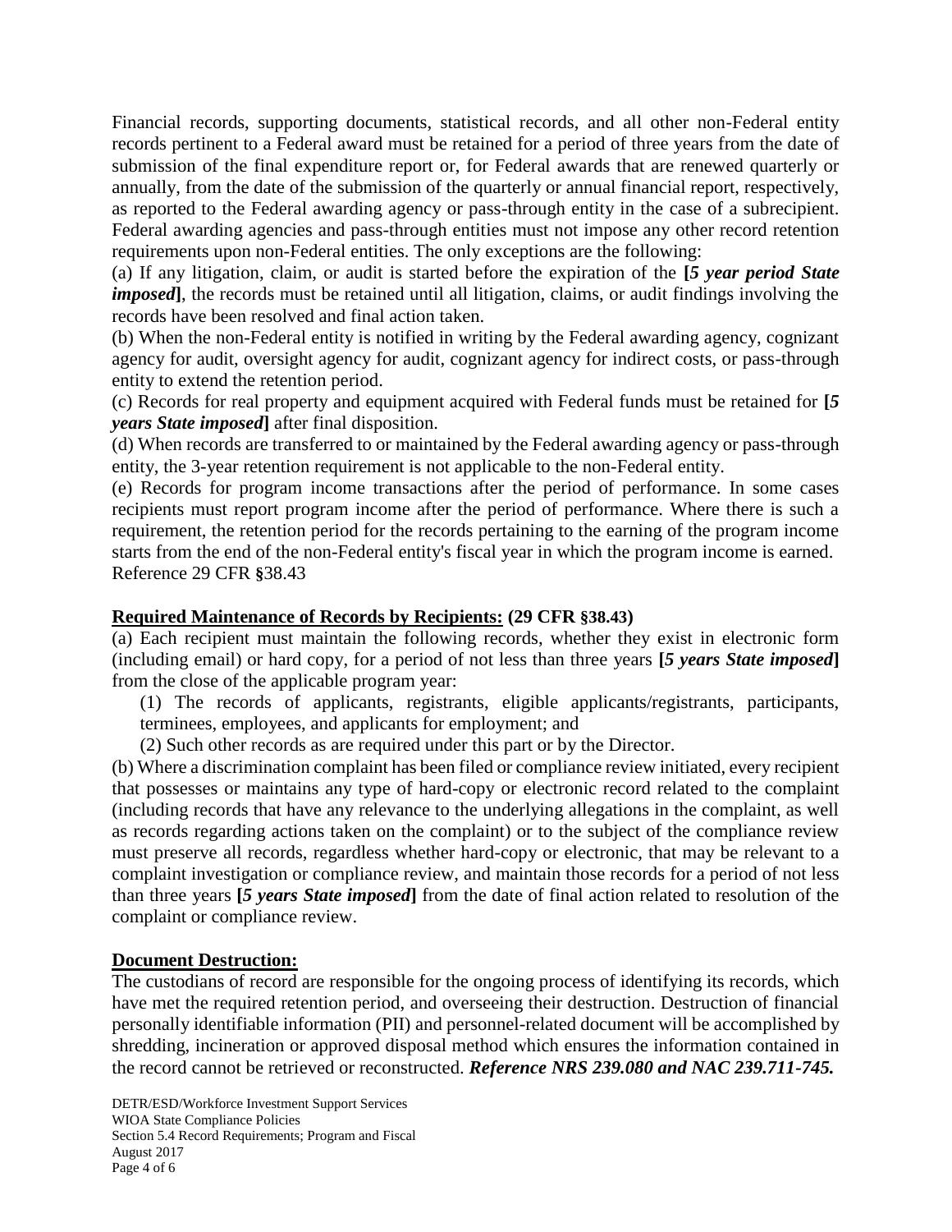Financial records, supporting documents, statistical records, and all other non-Federal entity records pertinent to a Federal award must be retained for a period of three years from the date of submission of the final expenditure report or, for Federal awards that are renewed quarterly or annually, from the date of the submission of the quarterly or annual financial report, respectively, as reported to the Federal awarding agency or pass-through entity in the case of a subrecipient. Federal awarding agencies and pass-through entities must not impose any other record retention requirements upon non-Federal entities. The only exceptions are the following:

(a) If any litigation, claim, or audit is started before the expiration of the **[*5 year period State imposed*]**, the records must be retained until all litigation, claims, or audit findings involving the records have been resolved and final action taken.

(b) When the non-Federal entity is notified in writing by the Federal awarding agency, cognizant agency for audit, oversight agency for audit, cognizant agency for indirect costs, or pass-through entity to extend the retention period.

(c) Records for real property and equipment acquired with Federal funds must be retained for **[*5 years State imposed*]** after final disposition.

(d) When records are transferred to or maintained by the Federal awarding agency or pass-through entity, the 3-year retention requirement is not applicable to the non-Federal entity.

(e) Records for program income transactions after the period of performance. In some cases recipients must report program income after the period of performance. Where there is such a requirement, the retention period for the records pertaining to the earning of the program income starts from the end of the non-Federal entity's fiscal year in which the program income is earned.

Reference 29 CFR §38.43

**Required Maintenance of Records by Recipients: (29 CFR §38.43)**

(a) Each recipient must maintain the following records, whether they exist in electronic form (including email) or hard copy, for a period of not less than three years **[*5 years State imposed*]** from the close of the applicable program year:

(1) The records of applicants, registrants, eligible applicants/registrants, participants, terminees, employees, and applicants for employment; and

(2) Such other records as are required under this part or by the Director.

(b) Where a discrimination complaint has been filed or compliance review initiated, every recipient that possesses or maintains any type of hard-copy or electronic record related to the complaint (including records that have any relevance to the underlying allegations in the complaint, as well as records regarding actions taken on the complaint) or to the subject of the compliance review must preserve all records, regardless whether hard-copy or electronic, that may be relevant to a complaint investigation or compliance review, and maintain those records for a period of not less than three years **[*5 years State imposed*]** from the date of final action related to resolution of the complaint or compliance review.

**Document Destruction:**

The custodians of record are responsible for the ongoing process of identifying its records, which have met the required retention period, and overseeing their destruction. Destruction of financial personally identifiable information (PII) and personnel-related document will be accomplished by shredding, incineration or approved disposal method which ensures the information contained in the record cannot be retrieved or reconstructed. ***Reference NRS 239.080 and NAC 239.711-745.***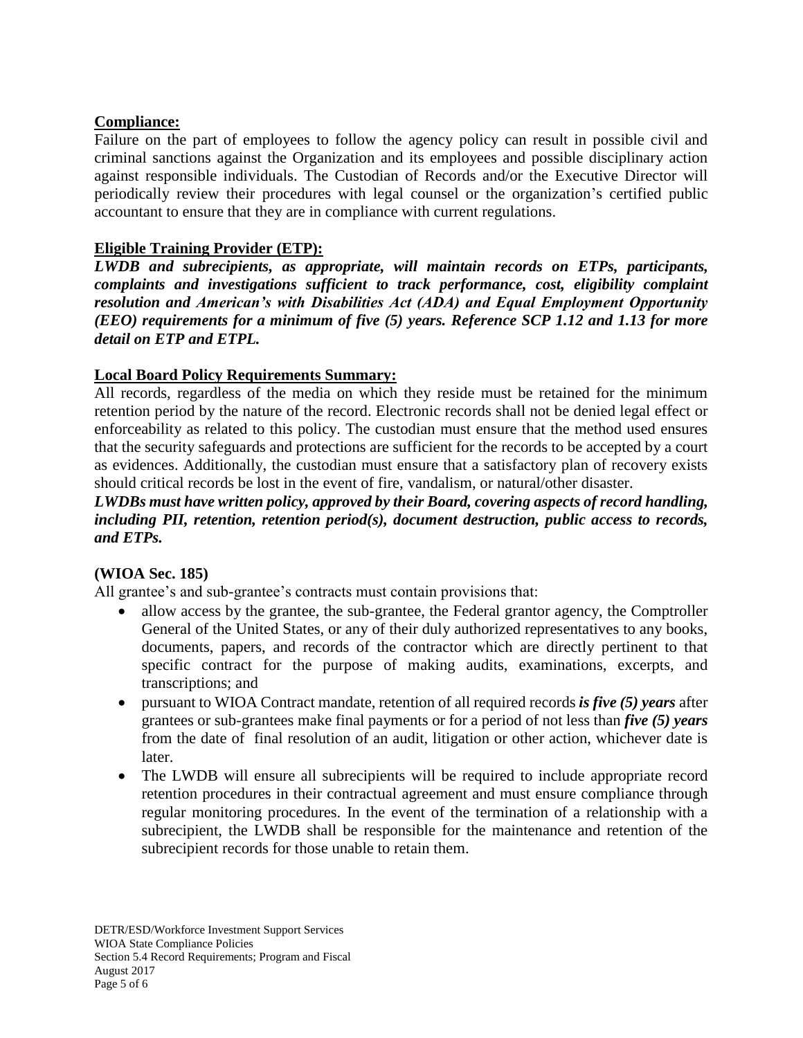**Compliance:**

Failure on the part of employees to follow the agency policy can result in possible civil and criminal sanctions against the Organization and its employees and possible disciplinary action against responsible individuals. The Custodian of Records and/or the Executive Director will periodically review their procedures with legal counsel or the organization's certified public accountant to ensure that they are in compliance with current regulations.

**Eligible Training Provider (ETP):**

***LWDB and subrecipients, as appropriate, will maintain records on ETPs, participants, complaints and investigations sufficient to track performance, cost, eligibility complaint resolution and American's with Disabilities Act (ADA) and Equal Employment Opportunity (EEO) requirements for a minimum of five (5) years. Reference SCP 1.12 and 1.13 for more detail on ETP and ETPL.***

**Local Board Policy Requirements Summary:**

All records, regardless of the media on which they reside must be retained for the minimum retention period by the nature of the record. Electronic records shall not be denied legal effect or enforceability as related to this policy. The custodian must ensure that the method used ensures that the security safeguards and protections are sufficient for the records to be accepted by a court as evidences. Additionally, the custodian must ensure that a satisfactory plan of recovery exists should critical records be lost in the event of fire, vandalism, or natural/other disaster.

***LWDBs must have written policy, approved by their Board, covering aspects of record handling, including PII, retention, retention period(s), document destruction, public access to records, and ETPs.***

**(WIOA Sec. 185)**

All grantee's and sub-grantee's contracts must contain provisions that:

- allow access by the grantee, the sub-grantee, the Federal grantor agency, the Comptroller General of the United States, or any of their duly authorized representatives to any books, documents, papers, and records of the contractor which are directly pertinent to that specific contract for the purpose of making audits, examinations, excerpts, and transcriptions; and
- pursuant to WIOA Contract mandate, retention of all required records ***is five (5) years*** after grantees or sub-grantees make final payments or for a period of not less than ***five (5) years*** from the date of final resolution of an audit, litigation or other action, whichever date is later.
- The LWDB will ensure all subrecipients will be required to include appropriate record retention procedures in their contractual agreement and must ensure compliance through regular monitoring procedures. In the event of the termination of a relationship with a subrecipient, the LWDB shall be responsible for the maintenance and retention of the subrecipient records for those unable to retain them.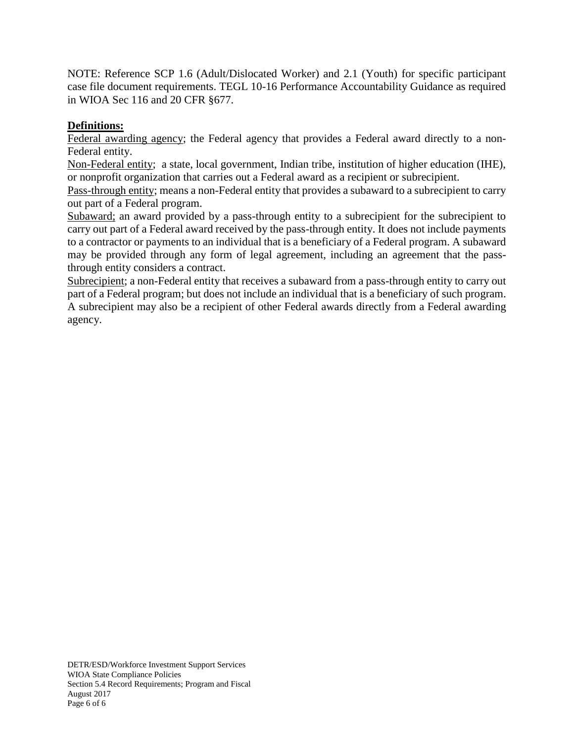NOTE: Reference SCP 1.6 (Adult/Dislocated Worker) and 2.1 (Youth) for specific participant case file document requirements. TEGL 10-16 Performance Accountability Guidance as required in WIOA Sec 116 and 20 CFR §677.

**Definitions:**

Federal awarding agency; the Federal agency that provides a Federal award directly to a non-Federal entity.

Non-Federal entity; a state, local government, Indian tribe, institution of higher education (IHE), or nonprofit organization that carries out a Federal award as a recipient or subrecipient.

Pass-through entity; means a non-Federal entity that provides a subaward to a subrecipient to carry out part of a Federal program.

Subaward; an award provided by a pass-through entity to a subrecipient for the subrecipient to carry out part of a Federal award received by the pass-through entity. It does not include payments to a contractor or payments to an individual that is a beneficiary of a Federal program. A subaward may be provided through any form of legal agreement, including an agreement that the pass-through entity considers a contract.

Subrecipient; a non-Federal entity that receives a subaward from a pass-through entity to carry out part of a Federal program; but does not include an individual that is a beneficiary of such program. A subrecipient may also be a recipient of other Federal awards directly from a Federal awarding agency.